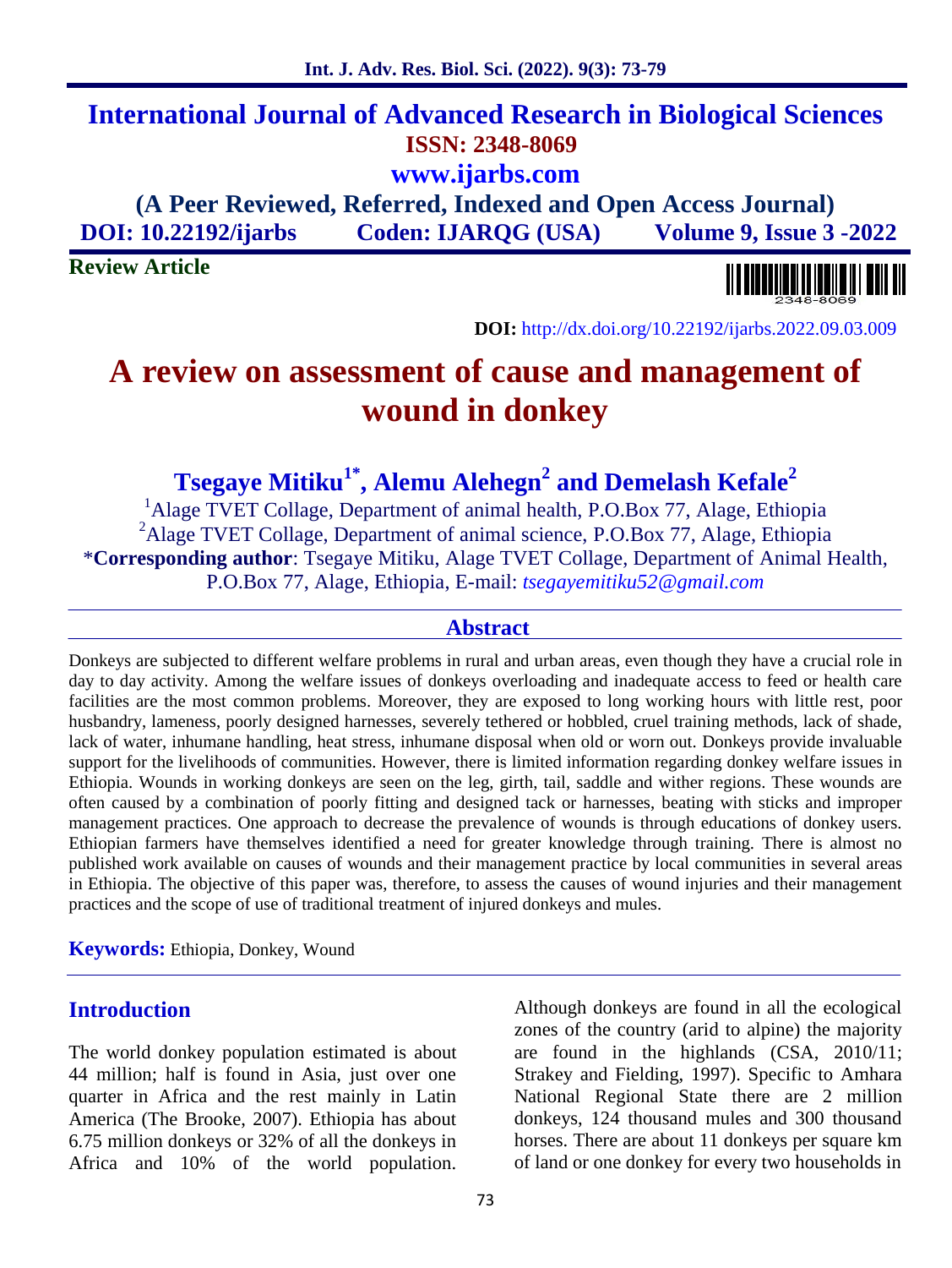# International Journal of Advanced Research in Biological Sciences

**ISSN: 2348-8069**

**www.ijarbs.com**

**(A Peer Reviewed, Referred, Indexed and Open Access Journal)**

**DOI: 10.22192/ijarbs Coden: IJARQG (USA) Volume 9, Issue 3 -2022**

**Review Article**

**DOI:** http://dx.doi.org/10.22192/ijarbs.2022.09.03.009

# A review on assessment of cause and management of wound in donkey

**Tsegaye Mitiku[1*], Alemu Alehegn[2] and Demelash Kefale[2]**

[1]Alage TVET Collage, Department of animal health, P.O.Box 77, Alage, Ethiopia
[2]Alage TVET Collage, Department of animal science, P.O.Box 77, Alage, Ethiopia
*__Corresponding author__: Tsegaye Mitiku, Alage TVET Collage, Department of Animal Health, P.O.Box 77, Alage, Ethiopia, E-mail: *tsegayemitiku52@gmail.com*

## Abstract

Donkeys are subjected to different welfare problems in rural and urban areas, even though they have a crucial role in day to day activity. Among the welfare issues of donkeys overloading and inadequate access to feed or health care facilities are the most common problems. Moreover, they are exposed to long working hours with little rest, poor husbandry, lameness, poorly designed harnesses, severely tethered or hobbled, cruel training methods, lack of shade, lack of water, inhumane handling, heat stress, inhumane disposal when old or worn out. Donkeys provide invaluable support for the livelihoods of communities. However, there is limited information regarding donkey welfare issues in Ethiopia. Wounds in working donkeys are seen on the leg, girth, tail, saddle and wither regions. These wounds are often caused by a combination of poorly fitting and designed tack or harnesses, beating with sticks and improper management practices. One approach to decrease the prevalence of wounds is through educations of donkey users. Ethiopian farmers have themselves identified a need for greater knowledge through training. There is almost no published work available on causes of wounds and their management practice by local communities in several areas in Ethiopia. The objective of this paper was, therefore, to assess the causes of wound injuries and their management practices and the scope of use of traditional treatment of injured donkeys and mules.

**Keywords:** Ethiopia, Donkey, Wound

## Introduction

The world donkey population estimated is about 44 million; half is found in Asia, just over one quarter in Africa and the rest mainly in Latin America (The Brooke, 2007). Ethiopia has about 6.75 million donkeys or 32% of all the donkeys in Africa and 10% of the world population. Although donkeys are found in all the ecological zones of the country (arid to alpine) the majority are found in the highlands (CSA, 2010/11; Strakey and Fielding, 1997). Specific to Amhara National Regional State there are 2 million donkeys, 124 thousand mules and 300 thousand horses. There are about 11 donkeys per square km of land or one donkey for every two households in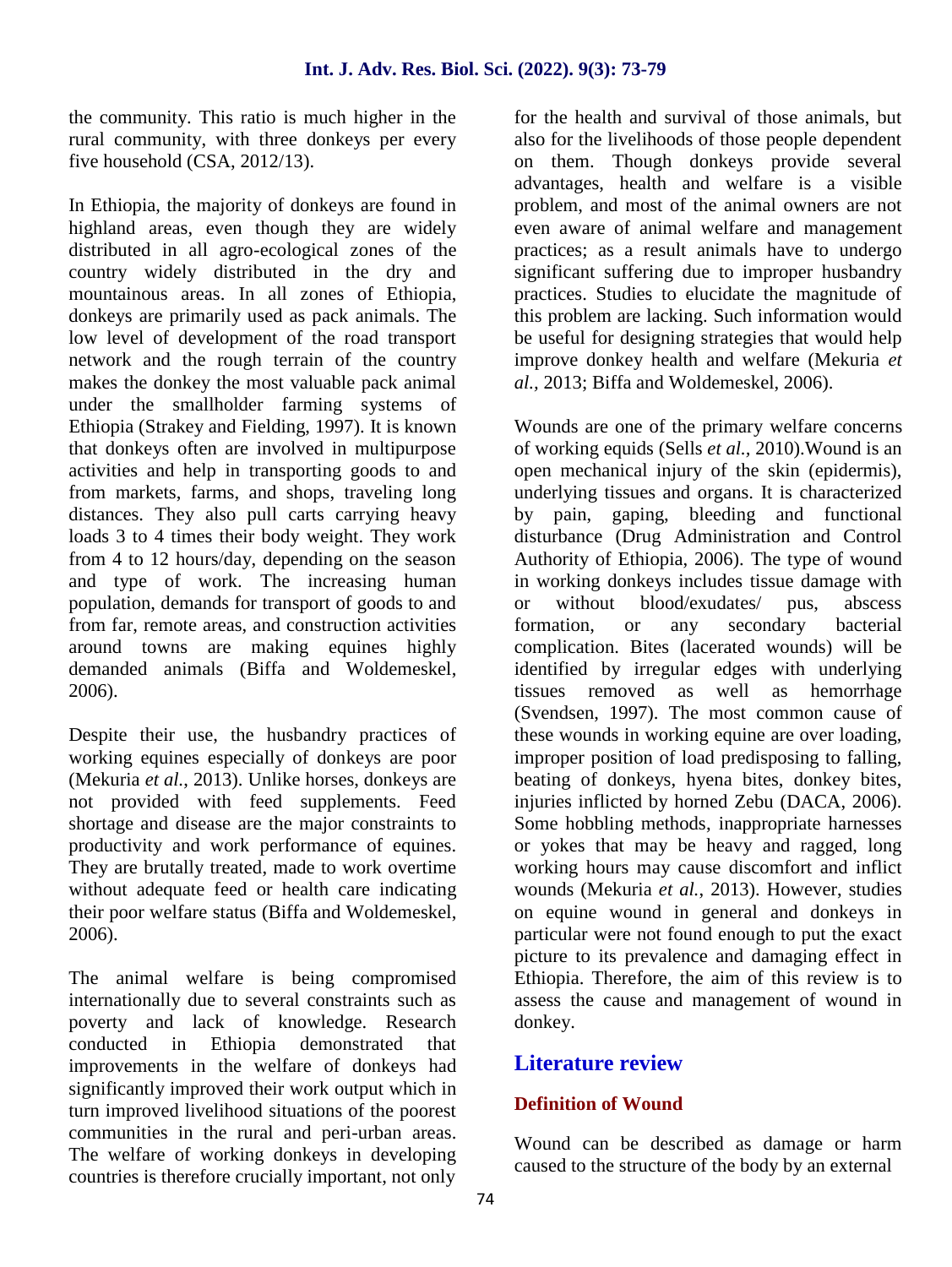the community. This ratio is much higher in the rural community, with three donkeys per every five household (CSA, 2012/13).

In Ethiopia, the majority of donkeys are found in highland areas, even though they are widely distributed in all agro-ecological zones of the country widely distributed in the dry and mountainous areas. In all zones of Ethiopia, donkeys are primarily used as pack animals. The low level of development of the road transport network and the rough terrain of the country makes the donkey the most valuable pack animal under the smallholder farming systems of Ethiopia (Strakey and Fielding, 1997). It is known that donkeys often are involved in multipurpose activities and help in transporting goods to and from markets, farms, and shops, traveling long distances. They also pull carts carrying heavy loads 3 to 4 times their body weight. They work from 4 to 12 hours/day, depending on the season and type of work. The increasing human population, demands for transport of goods to and from far, remote areas, and construction activities around towns are making equines highly demanded animals (Biffa and Woldemeskel, 2006).

Despite their use, the husbandry practices of working equines especially of donkeys are poor (Mekuria *et al.*, 2013). Unlike horses, donkeys are not provided with feed supplements. Feed shortage and disease are the major constraints to productivity and work performance of equines. They are brutally treated, made to work overtime without adequate feed or health care indicating their poor welfare status (Biffa and Woldemeskel, 2006).

The animal welfare is being compromised internationally due to several constraints such as poverty and lack of knowledge. Research conducted in Ethiopia demonstrated that improvements in the welfare of donkeys had significantly improved their work output which in turn improved livelihood situations of the poorest communities in the rural and peri-urban areas. The welfare of working donkeys in developing countries is therefore crucially important, not only for the health and survival of those animals, but also for the livelihoods of those people dependent on them. Though donkeys provide several advantages, health and welfare is a visible problem, and most of the animal owners are not even aware of animal welfare and management practices; as a result animals have to undergo significant suffering due to improper husbandry practices. Studies to elucidate the magnitude of this problem are lacking. Such information would be useful for designing strategies that would help improve donkey health and welfare (Mekuria *et al.*, 2013; Biffa and Woldemeskel, 2006).

Wounds are one of the primary welfare concerns of working equids (Sells *et al.*, 2010).Wound is an open mechanical injury of the skin (epidermis), underlying tissues and organs. It is characterized by pain, gaping, bleeding and functional disturbance (Drug Administration and Control Authority of Ethiopia, 2006). The type of wound in working donkeys includes tissue damage with or without blood/exudates/ pus, abscess formation, or any secondary bacterial complication. Bites (lacerated wounds) will be identified by irregular edges with underlying tissues removed as well as hemorrhage (Svendsen, 1997). The most common cause of these wounds in working equine are over loading, improper position of load predisposing to falling, beating of donkeys, hyena bites, donkey bites, injuries inflicted by horned Zebu (DACA, 2006). Some hobbling methods, inappropriate harnesses or yokes that may be heavy and ragged, long working hours may cause discomfort and inflict wounds (Mekuria *et al.*, 2013). However, studies on equine wound in general and donkeys in particular were not found enough to put the exact picture to its prevalence and damaging effect in Ethiopia. Therefore, the aim of this review is to assess the cause and management of wound in donkey.

## Literature review

### Definition of Wound

Wound can be described as damage or harm caused to the structure of the body by an external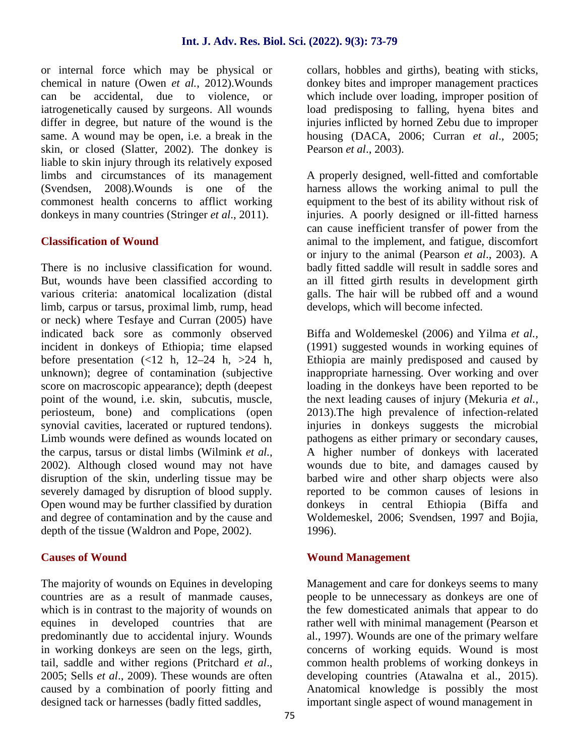or internal force which may be physical or chemical in nature (Owen *et al.*, 2012).Wounds can be accidental, due to violence, or iatrogenetically caused by surgeons. All wounds differ in degree, but nature of the wound is the same. A wound may be open, i.e. a break in the skin, or closed (Slatter, 2002). The donkey is liable to skin injury through its relatively exposed limbs and circumstances of its management (Svendsen, 2008).Wounds is one of the commonest health concerns to afflict working donkeys in many countries (Stringer *et al*., 2011).

## Classification of Wound

There is no inclusive classification for wound. But, wounds have been classified according to various criteria: anatomical localization (distal limb, carpus or tarsus, proximal limb, rump, head or neck) where Tesfaye and Curran (2005) have indicated back sore as commonly observed incident in donkeys of Ethiopia; time elapsed before presentation (<12 h, 12–24 h, >24 h, unknown); degree of contamination (subjective score on macroscopic appearance); depth (deepest point of the wound, i.e. skin, subcutis, muscle, periosteum, bone) and complications (open synovial cavities, lacerated or ruptured tendons). Limb wounds were defined as wounds located on the carpus, tarsus or distal limbs (Wilmink *et al.*, 2002). Although closed wound may not have disruption of the skin, underling tissue may be severely damaged by disruption of blood supply. Open wound may be further classified by duration and degree of contamination and by the cause and depth of the tissue (Waldron and Pope, 2002).

## Causes of Wound

The majority of wounds on Equines in developing countries are as a result of manmade causes, which is in contrast to the majority of wounds on equines in developed countries that are predominantly due to accidental injury. Wounds in working donkeys are seen on the legs, girth, tail, saddle and wither regions (Pritchard *et al*., 2005; Sells *et al*., 2009). These wounds are often caused by a combination of poorly fitting and designed tack or harnesses (badly fitted saddles, collars, hobbles and girths), beating with sticks, donkey bites and improper management practices which include over loading, improper position of load predisposing to falling, hyena bites and injuries inflicted by horned Zebu due to improper housing (DACA, 2006; Curran *et al*., 2005; Pearson *et al*., 2003).

A properly designed, well-fitted and comfortable harness allows the working animal to pull the equipment to the best of its ability without risk of injuries. A poorly designed or ill-fitted harness can cause inefficient transfer of power from the animal to the implement, and fatigue, discomfort or injury to the animal (Pearson *et al*., 2003). A badly fitted saddle will result in saddle sores and an ill fitted girth results in development girth galls. The hair will be rubbed off and a wound develops, which will become infected.

Biffa and Woldemeskel (2006) and Yilma *et al.,* (1991) suggested wounds in working equines of Ethiopia are mainly predisposed and caused by inappropriate harnessing. Over working and over loading in the donkeys have been reported to be the next leading causes of injury (Mekuria *et al.,* 2013).The high prevalence of infection-related injuries in donkeys suggests the microbial pathogens as either primary or secondary causes, A higher number of donkeys with lacerated wounds due to bite, and damages caused by barbed wire and other sharp objects were also reported to be common causes of lesions in donkeys in central Ethiopia (Biffa and Woldemeskel, 2006; Svendsen, 1997 and Bojia, 1996).

## Wound Management

Management and care for donkeys seems to many people to be unnecessary as donkeys are one of the few domesticated animals that appear to do rather well with minimal management (Pearson et al., 1997). Wounds are one of the primary welfare concerns of working equids. Wound is most common health problems of working donkeys in developing countries (Atawalna et al., 2015). Anatomical knowledge is possibly the most important single aspect of wound management in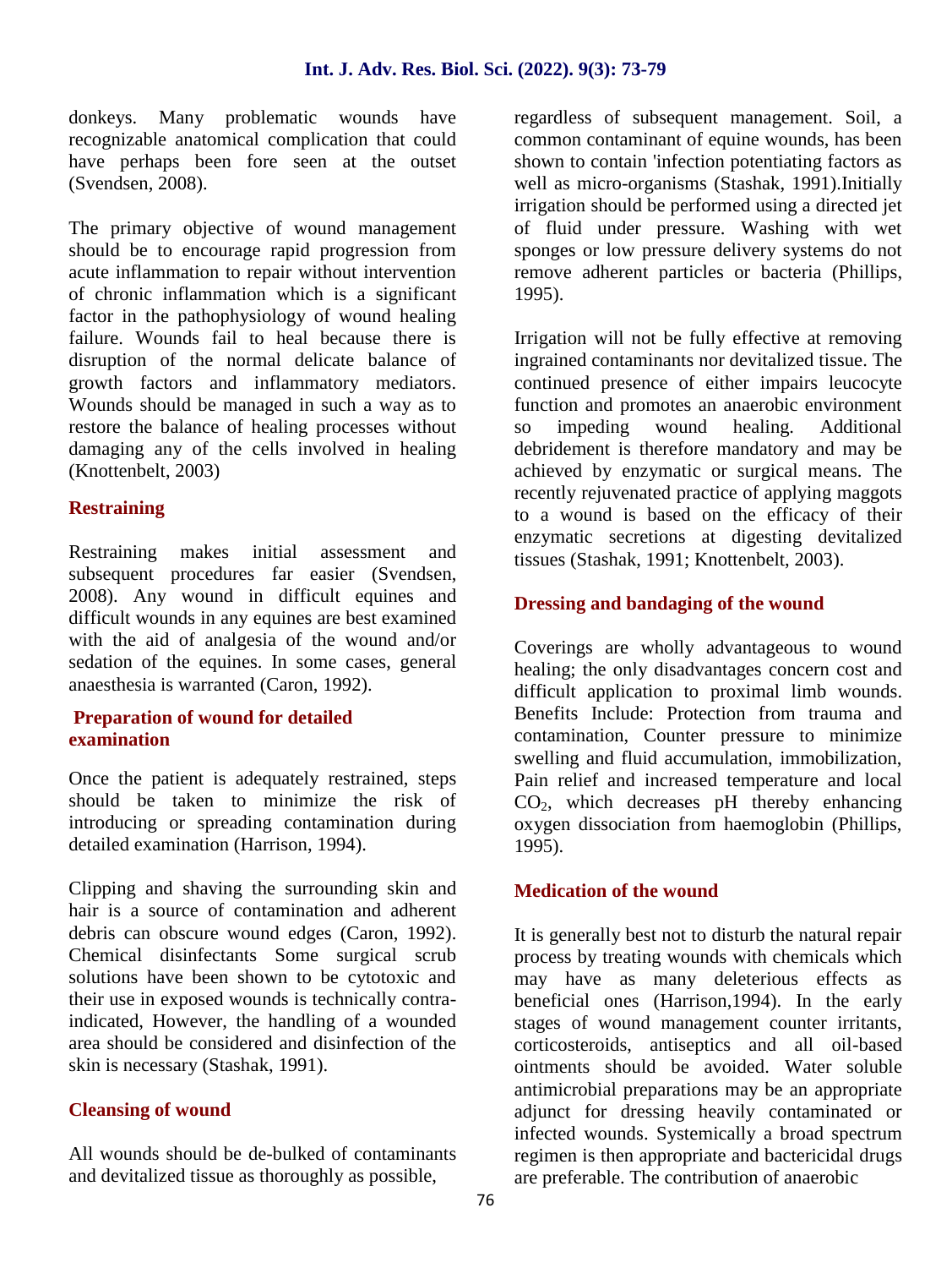donkeys. Many problematic wounds have recognizable anatomical complication that could have perhaps been fore seen at the outset (Svendsen, 2008).

The primary objective of wound management should be to encourage rapid progression from acute inflammation to repair without intervention of chronic inflammation which is a significant factor in the pathophysiology of wound healing failure. Wounds fail to heal because there is disruption of the normal delicate balance of growth factors and inflammatory mediators. Wounds should be managed in such a way as to restore the balance of healing processes without damaging any of the cells involved in healing (Knottenbelt, 2003)

## Restraining

Restraining makes initial assessment and subsequent procedures far easier (Svendsen, 2008). Any wound in difficult equines and difficult wounds in any equines are best examined with the aid of analgesia of the wound and/or sedation of the equines. In some cases, general anaesthesia is warranted (Caron, 1992).

## Preparation of wound for detailed examination

Once the patient is adequately restrained, steps should be taken to minimize the risk of introducing or spreading contamination during detailed examination (Harrison, 1994).

Clipping and shaving the surrounding skin and hair is a source of contamination and adherent debris can obscure wound edges (Caron, 1992). Chemical disinfectants Some surgical scrub solutions have been shown to be cytotoxic and their use in exposed wounds is technically contra-indicated, However, the handling of a wounded area should be considered and disinfection of the skin is necessary (Stashak, 1991).

## Cleansing of wound

All wounds should be de-bulked of contaminants and devitalized tissue as thoroughly as possible, regardless of subsequent management. Soil, a common contaminant of equine wounds, has been shown to contain 'infection potentiating factors as well as micro-organisms (Stashak, 1991).Initially irrigation should be performed using a directed jet of fluid under pressure. Washing with wet sponges or low pressure delivery systems do not remove adherent particles or bacteria (Phillips, 1995).

Irrigation will not be fully effective at removing ingrained contaminants nor devitalized tissue. The continued presence of either impairs leucocyte function and promotes an anaerobic environment so impeding wound healing. Additional debridement is therefore mandatory and may be achieved by enzymatic or surgical means. The recently rejuvenated practice of applying maggots to a wound is based on the efficacy of their enzymatic secretions at digesting devitalized tissues (Stashak, 1991; Knottenbelt, 2003).

## Dressing and bandaging of the wound

Coverings are wholly advantageous to wound healing; the only disadvantages concern cost and difficult application to proximal limb wounds. Benefits Include: Protection from trauma and contamination, Counter pressure to minimize swelling and fluid accumulation, immobilization, Pain relief and increased temperature and local $CO_2$, which decreases pH thereby enhancing oxygen dissociation from haemoglobin (Phillips, 1995).

## Medication of the wound

It is generally best not to disturb the natural repair process by treating wounds with chemicals which may have as many deleterious effects as beneficial ones (Harrison,1994). In the early stages of wound management counter irritants, corticosteroids, antiseptics and all oil-based ointments should be avoided. Water soluble antimicrobial preparations may be an appropriate adjunct for dressing heavily contaminated or infected wounds. Systemically a broad spectrum regimen is then appropriate and bactericidal drugs are preferable. The contribution of anaerobic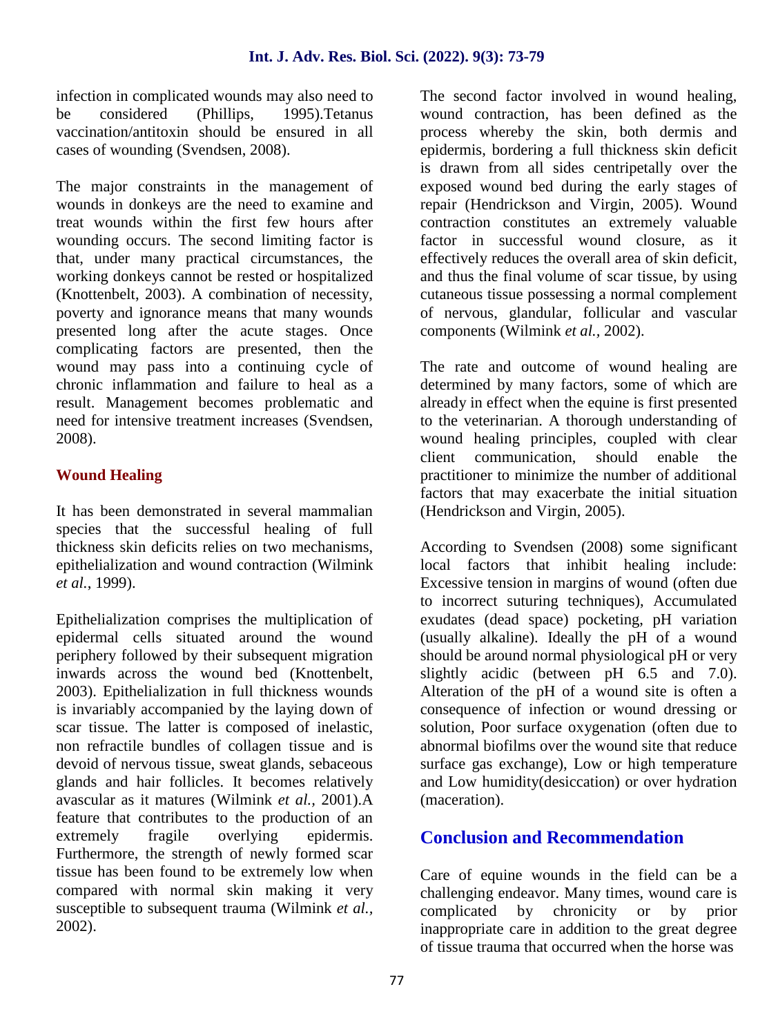infection in complicated wounds may also need to be considered (Phillips, 1995).Tetanus vaccination/antitoxin should be ensured in all cases of wounding (Svendsen, 2008).

The major constraints in the management of wounds in donkeys are the need to examine and treat wounds within the first few hours after wounding occurs. The second limiting factor is that, under many practical circumstances, the working donkeys cannot be rested or hospitalized (Knottenbelt, 2003). A combination of necessity, poverty and ignorance means that many wounds presented long after the acute stages. Once complicating factors are presented, then the wound may pass into a continuing cycle of chronic inflammation and failure to heal as a result. Management becomes problematic and need for intensive treatment increases (Svendsen, 2008).

## Wound Healing

It has been demonstrated in several mammalian species that the successful healing of full thickness skin deficits relies on two mechanisms, epithelialization and wound contraction (Wilmink *et al.*, 1999).

Epithelialization comprises the multiplication of epidermal cells situated around the wound periphery followed by their subsequent migration inwards across the wound bed (Knottenbelt, 2003). Epithelialization in full thickness wounds is invariably accompanied by the laying down of scar tissue. The latter is composed of inelastic, non refractile bundles of collagen tissue and is devoid of nervous tissue, sweat glands, sebaceous glands and hair follicles. It becomes relatively avascular as it matures (Wilmink *et al.,* 2001).A feature that contributes to the production of an extremely fragile overlying epidermis. Furthermore, the strength of newly formed scar tissue has been found to be extremely low when compared with normal skin making it very susceptible to subsequent trauma (Wilmink *et al.,* 2002).

The second factor involved in wound healing, wound contraction, has been defined as the process whereby the skin, both dermis and epidermis, bordering a full thickness skin deficit is drawn from all sides centripetally over the exposed wound bed during the early stages of repair (Hendrickson and Virgin, 2005). Wound contraction constitutes an extremely valuable factor in successful wound closure, as it effectively reduces the overall area of skin deficit, and thus the final volume of scar tissue, by using cutaneous tissue possessing a normal complement of nervous, glandular, follicular and vascular components (Wilmink *et al.,* 2002).

The rate and outcome of wound healing are determined by many factors, some of which are already in effect when the equine is first presented to the veterinarian. A thorough understanding of wound healing principles, coupled with clear client communication, should enable the practitioner to minimize the number of additional factors that may exacerbate the initial situation (Hendrickson and Virgin, 2005).

According to Svendsen (2008) some significant local factors that inhibit healing include: Excessive tension in margins of wound (often due to incorrect suturing techniques), Accumulated exudates (dead space) pocketing, pH variation (usually alkaline). Ideally the pH of a wound should be around normal physiological pH or very slightly acidic (between pH 6.5 and 7.0). Alteration of the pH of a wound site is often a consequence of infection or wound dressing or solution, Poor surface oxygenation (often due to abnormal biofilms over the wound site that reduce surface gas exchange), Low or high temperature and Low humidity(desiccation) or over hydration (maceration).

## Conclusion and Recommendation

Care of equine wounds in the field can be a challenging endeavor. Many times, wound care is complicated by chronicity or by prior inappropriate care in addition to the great degree of tissue trauma that occurred when the horse was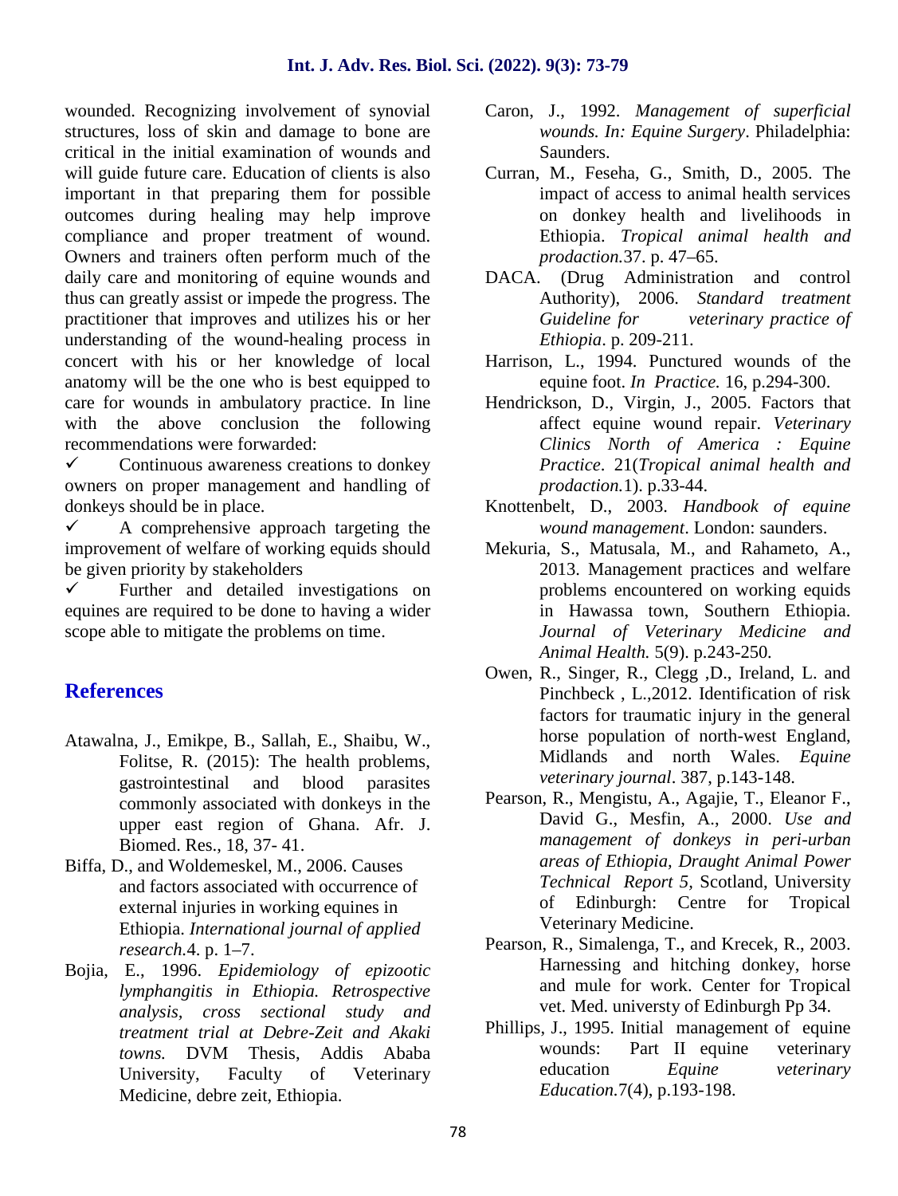wounded. Recognizing involvement of synovial structures, loss of skin and damage to bone are critical in the initial examination of wounds and will guide future care. Education of clients is also important in that preparing them for possible outcomes during healing may help improve compliance and proper treatment of wound. Owners and trainers often perform much of the daily care and monitoring of equine wounds and thus can greatly assist or impede the progress. The practitioner that improves and utilizes his or her understanding of the wound-healing process in concert with his or her knowledge of local anatomy will be the one who is best equipped to care for wounds in ambulatory practice. In line with the above conclusion the following recommendations were forwarded:

- ✓ Continuous awareness creations to donkey owners on proper management and handling of donkeys should be in place.
- ✓ A comprehensive approach targeting the improvement of welfare of working equids should be given priority by stakeholders
- ✓ Further and detailed investigations on equines are required to be done to having a wider scope able to mitigate the problems on time.

## References

Atawalna, J., Emikpe, B., Sallah, E., Shaibu, W., Folitse, R. (2015): The health problems, gastrointestinal and blood parasites commonly associated with donkeys in the upper east region of Ghana. Afr. J. Biomed. Res., 18, 37- 41.

Biffa, D., and Woldemeskel, M., 2006. Causes and factors associated with occurrence of external injuries in working equines in Ethiopia. *International journal of applied research*.4. p. 1–7.

Bojia, E., 1996. *Epidemiology of epizootic lymphangitis in Ethiopia. Retrospective analysis, cross sectional study and treatment trial at Debre-Zeit and Akaki towns.* DVM Thesis, Addis Ababa University, Faculty of Veterinary Medicine, debre zeit, Ethiopia.

Caron, J., 1992. *Management of superficial wounds. In: Equine Surgery*. Philadelphia: Saunders.

Curran, M., Feseha, G., Smith, D., 2005. The impact of access to animal health services on donkey health and livelihoods in Ethiopia. *Tropical animal health and prodaction.*37. p. 47–65.

DACA. (Drug Administration and control Authority), 2006. *Standard treatment Guideline for veterinary practice of Ethiopia*. p. 209-211.

Harrison, L., 1994. Punctured wounds of the equine foot. *In Practice.* 16, p.294-300.

Hendrickson, D., Virgin, J., 2005. Factors that affect equine wound repair. *Veterinary Clinics North of America : Equine Practice*. 21(*Tropical animal health and prodaction.*1). p.33-44.

Knottenbelt, D., 2003. *Handbook of equine wound management*. London: saunders.

Mekuria, S., Matusala, M., and Rahameto, A., 2013. Management practices and welfare problems encountered on working equids in Hawassa town, Southern Ethiopia. *Journal of Veterinary Medicine and Animal Health.* 5(9). p.243-250.

Owen, R., Singer, R., Clegg ,D., Ireland, L. and Pinchbeck , L.,2012. Identification of risk factors for traumatic injury in the general horse population of north-west England, Midlands and north Wales. *Equine veterinary journal*. 387, p.143-148.

Pearson, R., Mengistu, A., Agajie, T., Eleanor F., David G., Mesfin, A., 2000. *Use and management of donkeys in peri-urban areas of Ethiopia, Draught Animal Power Technical Report 5*, Scotland, University of Edinburgh: Centre for Tropical Veterinary Medicine.

Pearson, R., Simalenga, T., and Krecek, R., 2003. Harnessing and hitching donkey, horse and mule for work. Center for Tropical vet. Med. universty of Edinburgh Pp 34.

Phillips, J., 1995. Initial management of equine wounds: Part II equine veterinary education *Equine veterinary Education.*7(4), p.193-198.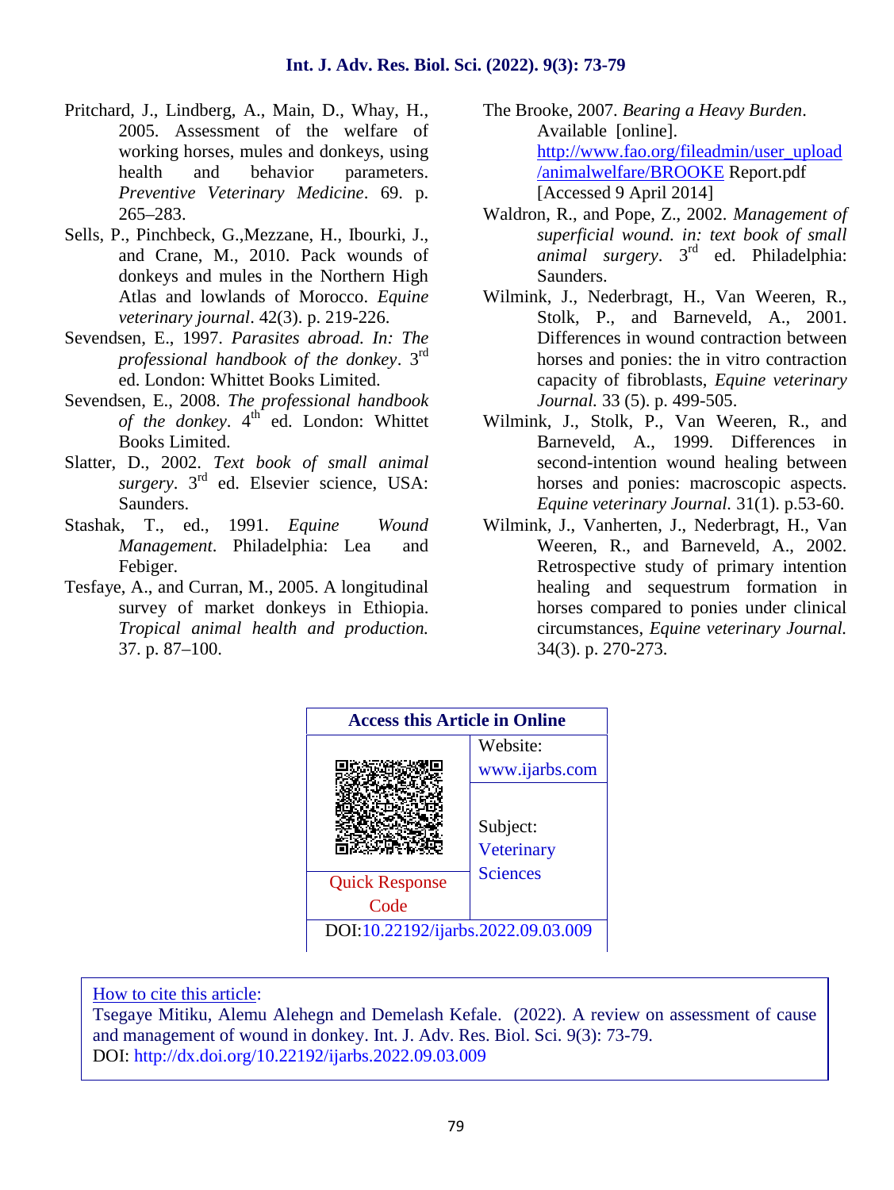Pritchard, J., Lindberg, A., Main, D., Whay, H., 2005. Assessment of the welfare of working horses, mules and donkeys, using health and behavior parameters. *Preventive Veterinary Medicine*. 69. p. 265–283.

Sells, P., Pinchbeck, G.,Mezzane, H., Ibourki, J., and Crane, M., 2010. Pack wounds of donkeys and mules in the Northern High Atlas and lowlands of Morocco. *Equine veterinary journal*. 42(3). p. 219-226.

Sevendsen, E., 1997. *Parasites abroad. In: The professional handbook of the donkey*. 3rd ed. London: Whittet Books Limited.

Sevendsen, E., 2008. *The professional handbook of the donkey*. 4th ed. London: Whittet Books Limited.

Slatter, D., 2002. *Text book of small animal surgery*. 3rd ed. Elsevier science, USA: Saunders.

Stashak, T., ed., 1991. *Equine Wound Management*. Philadelphia: Lea and Febiger.

Tesfaye, A., and Curran, M., 2005. A longitudinal survey of market donkeys in Ethiopia. *Tropical animal health and production.* 37. p. 87–100.

The Brooke, 2007. *Bearing a Heavy Burden*. Available [online]. http://www.fao.org/fileadmin/user_upload/animalwelfare/BROOKE Report.pdf [Accessed 9 April 2014]

Waldron, R., and Pope, Z., 2002. *Management of superficial wound. in: text book of small animal surgery*. 3rd ed. Philadelphia: Saunders.

Wilmink, J., Nederbragt, H., Van Weeren, R., Stolk, P., and Barneveld, A., 2001. Differences in wound contraction between horses and ponies: the in vitro contraction capacity of fibroblasts, *Equine veterinary Journal.* 33 (5). p. 499-505.

Wilmink, J., Stolk, P., Van Weeren, R., and Barneveld, A., 1999. Differences in second-intention wound healing between horses and ponies: macroscopic aspects. *Equine veterinary Journal.* 31(1). p.53-60.

Wilmink, J., Vanherten, J., Nederbragt, H., Van Weeren, R., and Barneveld, A., 2002. Retrospective study of primary intention healing and sequestrum formation in horses compared to ponies under clinical circumstances, *Equine veterinary Journal.* 34(3). p. 270-273.

| Access this Article in Online | |
|---|---|
| | Website: www.ijarbs.com |
| Quick Response Code | Subject: Veterinary Sciences |
| DOI:10.22192/ijarbs.2022.09.03.009 | |

How to cite this article:
Tsegaye Mitiku, Alemu Alehegn and Demelash Kefale. (2022). A review on assessment of cause and management of wound in donkey. Int. J. Adv. Res. Biol. Sci. 9(3): 73-79.
DOI: http://dx.doi.org/10.22192/ijarbs.2022.09.03.009